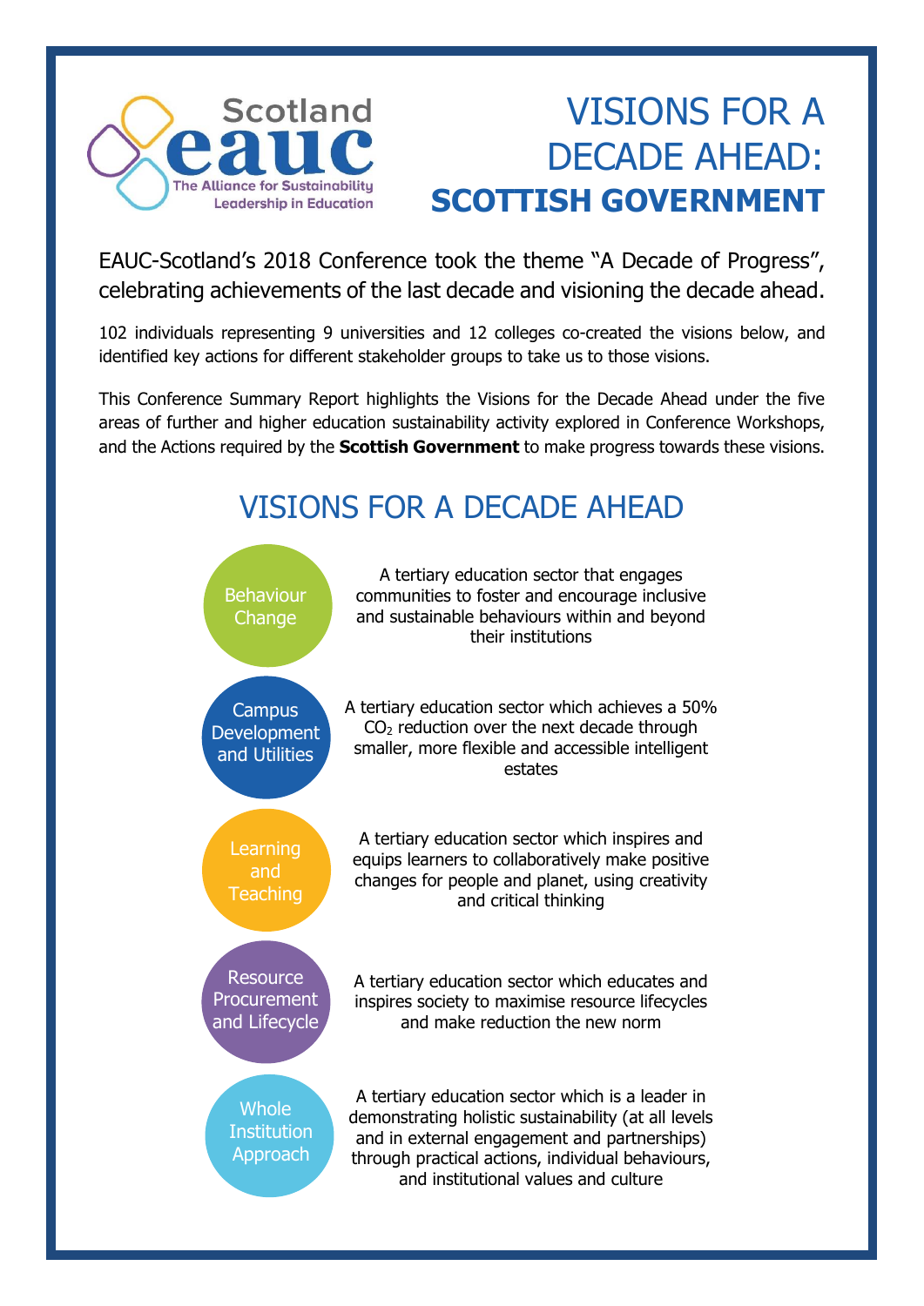Scotland eauc
The Alliance for Sustainability Leadership in Education

# VISIONS FOR A DECADE AHEAD: **SCOTTISH GOVERNMENT**

EAUC-Scotland's 2018 Conference took the theme "A Decade of Progress", celebrating achievements of the last decade and visioning the decade ahead.

102 individuals representing 9 universities and 12 colleges co-created the visions below, and identified key actions for different stakeholder groups to take us to those visions.

This Conference Summary Report highlights the Visions for the Decade Ahead under the five areas of further and higher education sustainability activity explored in Conference Workshops, and the Actions required by the **Scottish Government** to make progress towards these visions.

## VISIONS FOR A DECADE AHEAD

**Behaviour Change**

A tertiary education sector that engages communities to foster and encourage inclusive and sustainable behaviours within and beyond their institutions

**Campus Development and Utilities**

A tertiary education sector which achieves a 50% $CO_2$ reduction over the next decade through smaller, more flexible and accessible intelligent estates

**Learning and Teaching**

A tertiary education sector which inspires and equips learners to collaboratively make positive changes for people and planet, using creativity and critical thinking

**Resource Procurement and Lifecycle**

A tertiary education sector which educates and inspires society to maximise resource lifecycles and make reduction the new norm

**Whole Institution Approach**

A tertiary education sector which is a leader in demonstrating holistic sustainability (at all levels and in external engagement and partnerships) through practical actions, individual behaviours, and institutional values and culture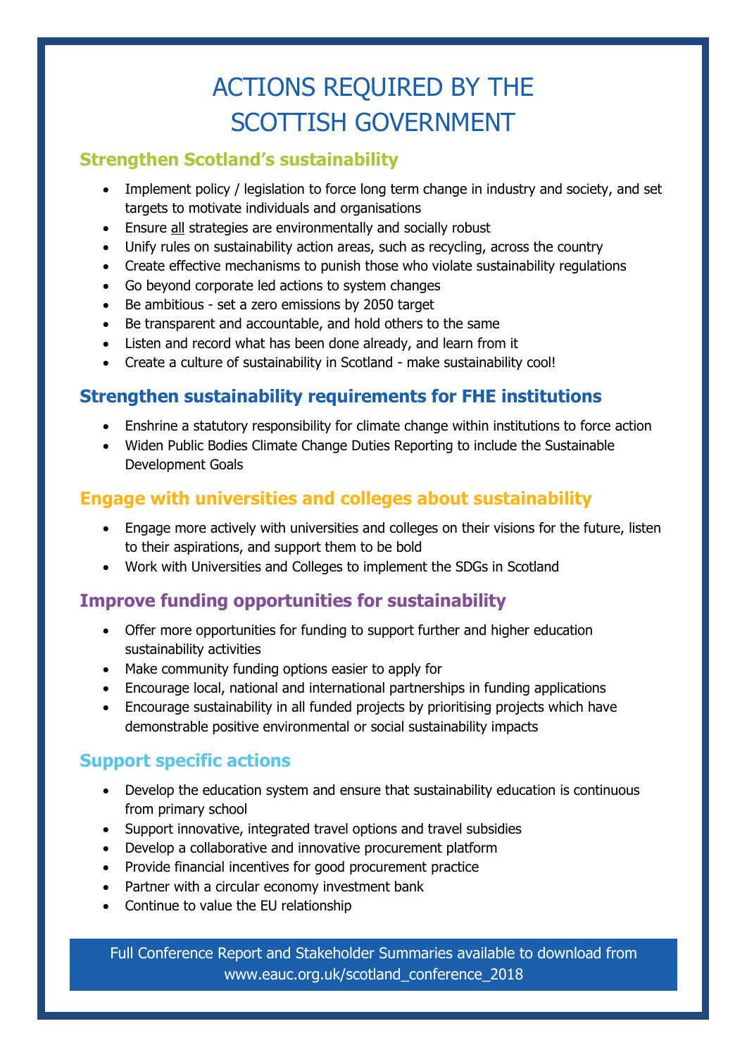# ACTIONS REQUIRED BY THE SCOTTISH GOVERNMENT

## Strengthen Scotland's sustainability

- Implement policy / legislation to force long term change in industry and society, and set targets to motivate individuals and organisations
- Ensure <u>all</u> strategies are environmentally and socially robust
- Unify rules on sustainability action areas, such as recycling, across the country
- Create effective mechanisms to punish those who violate sustainability regulations
- Go beyond corporate led actions to system changes
- Be ambitious - set a zero emissions by 2050 target
- Be transparent and accountable, and hold others to the same
- Listen and record what has been done already, and learn from it
- Create a culture of sustainability in Scotland - make sustainability cool!

## Strengthen sustainability requirements for FHE institutions

- Enshrine a statutory responsibility for climate change within institutions to force action
- Widen Public Bodies Climate Change Duties Reporting to include the Sustainable Development Goals

## Engage with universities and colleges about sustainability

- Engage more actively with universities and colleges on their visions for the future, listen to their aspirations, and support them to be bold
- Work with Universities and Colleges to implement the SDGs in Scotland

## Improve funding opportunities for sustainability

- Offer more opportunities for funding to support further and higher education sustainability activities
- Make community funding options easier to apply for
- Encourage local, national and international partnerships in funding applications
- Encourage sustainability in all funded projects by prioritising projects which have demonstrable positive environmental or social sustainability impacts

## Support specific actions

- Develop the education system and ensure that sustainability education is continuous from primary school
- Support innovative, integrated travel options and travel subsidies
- Develop a collaborative and innovative procurement platform
- Provide financial incentives for good procurement practice
- Partner with a circular economy investment bank
- Continue to value the EU relationship

Full Conference Report and Stakeholder Summaries available to download from www.eauc.org.uk/scotland_conference_2018